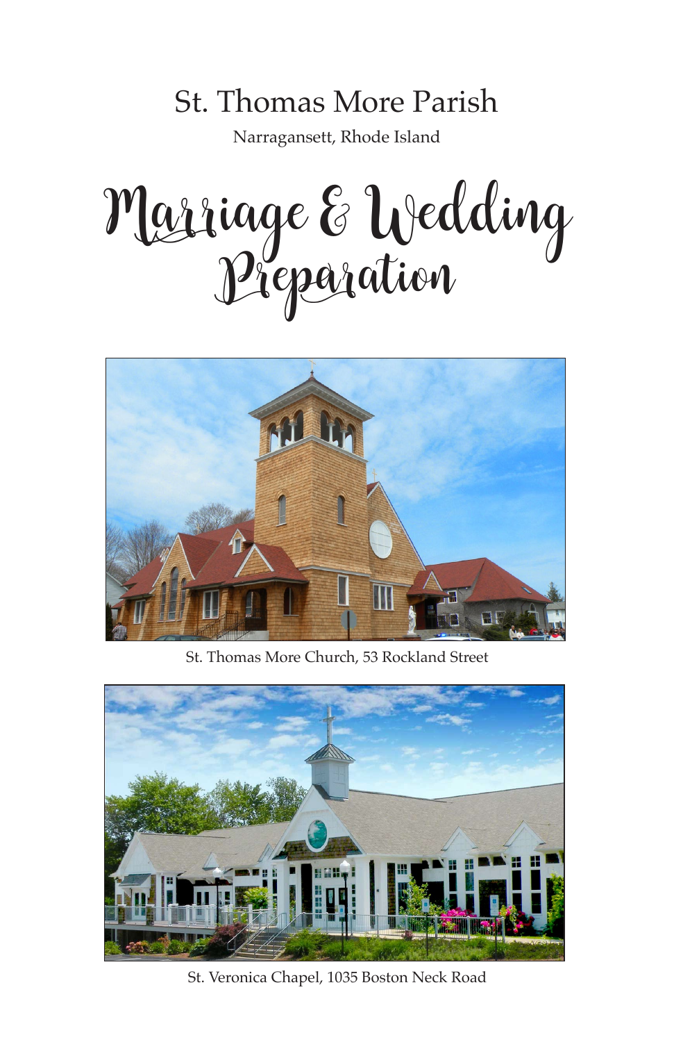# St. Thomas More Parish

Narragansett, Rhode Island

# Marriage & Wedding Preparation

St. Thomas More Church, 53 Rockland Street

St. Veronica Chapel, 1035 Boston Neck Road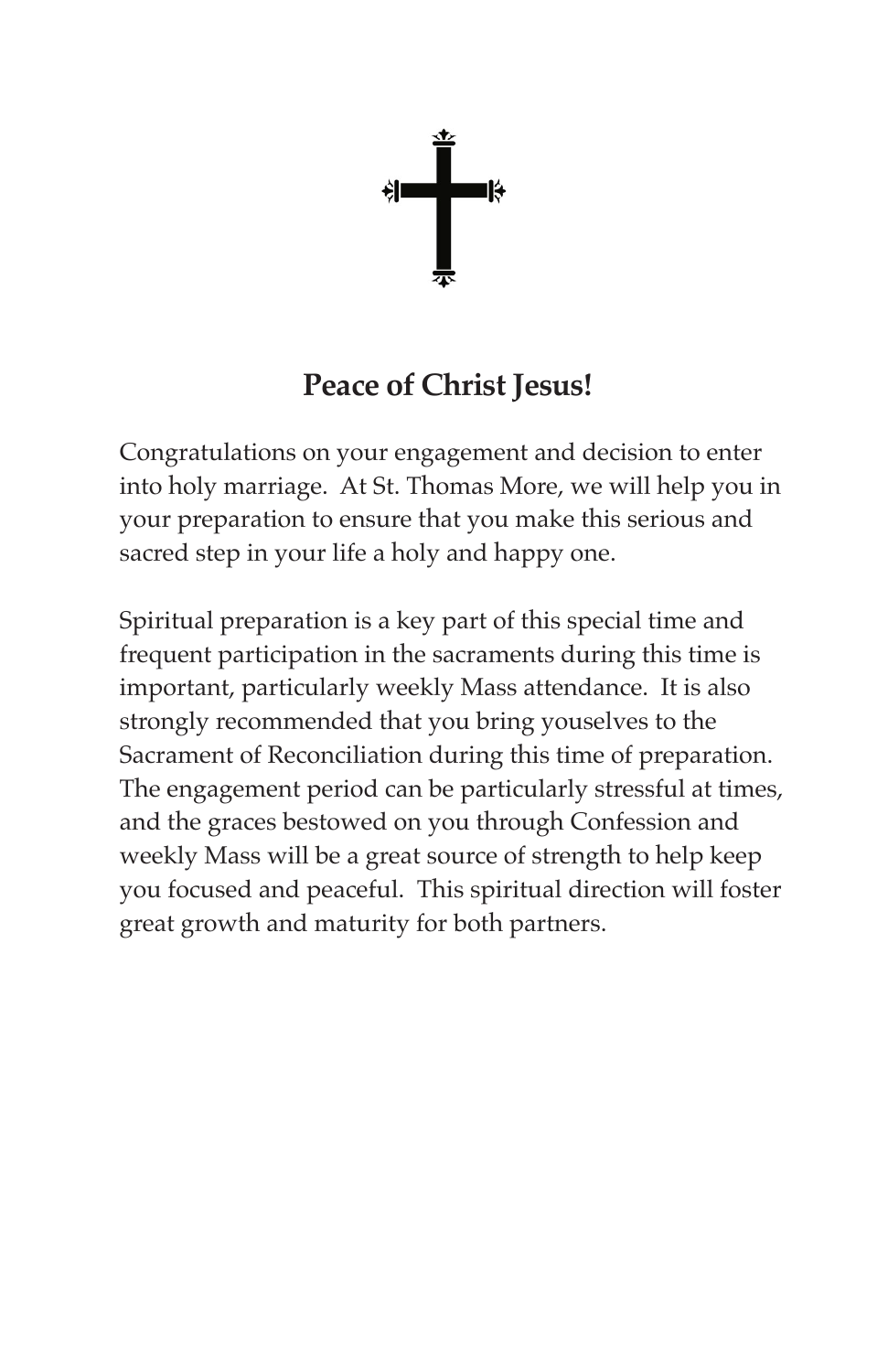# Peace of Christ Jesus!

Congratulations on your engagement and decision to enter into holy marriage. At St. Thomas More, we will help you in your preparation to ensure that you make this serious and sacred step in your life a holy and happy one.

Spiritual preparation is a key part of this special time and frequent participation in the sacraments during this time is important, particularly weekly Mass attendance. It is also strongly recommended that you bring youselves to the Sacrament of Reconciliation during this time of preparation. The engagement period can be particularly stressful at times, and the graces bestowed on you through Confession and weekly Mass will be a great source of strength to help keep you focused and peaceful. This spiritual direction will foster great growth and maturity for both partners.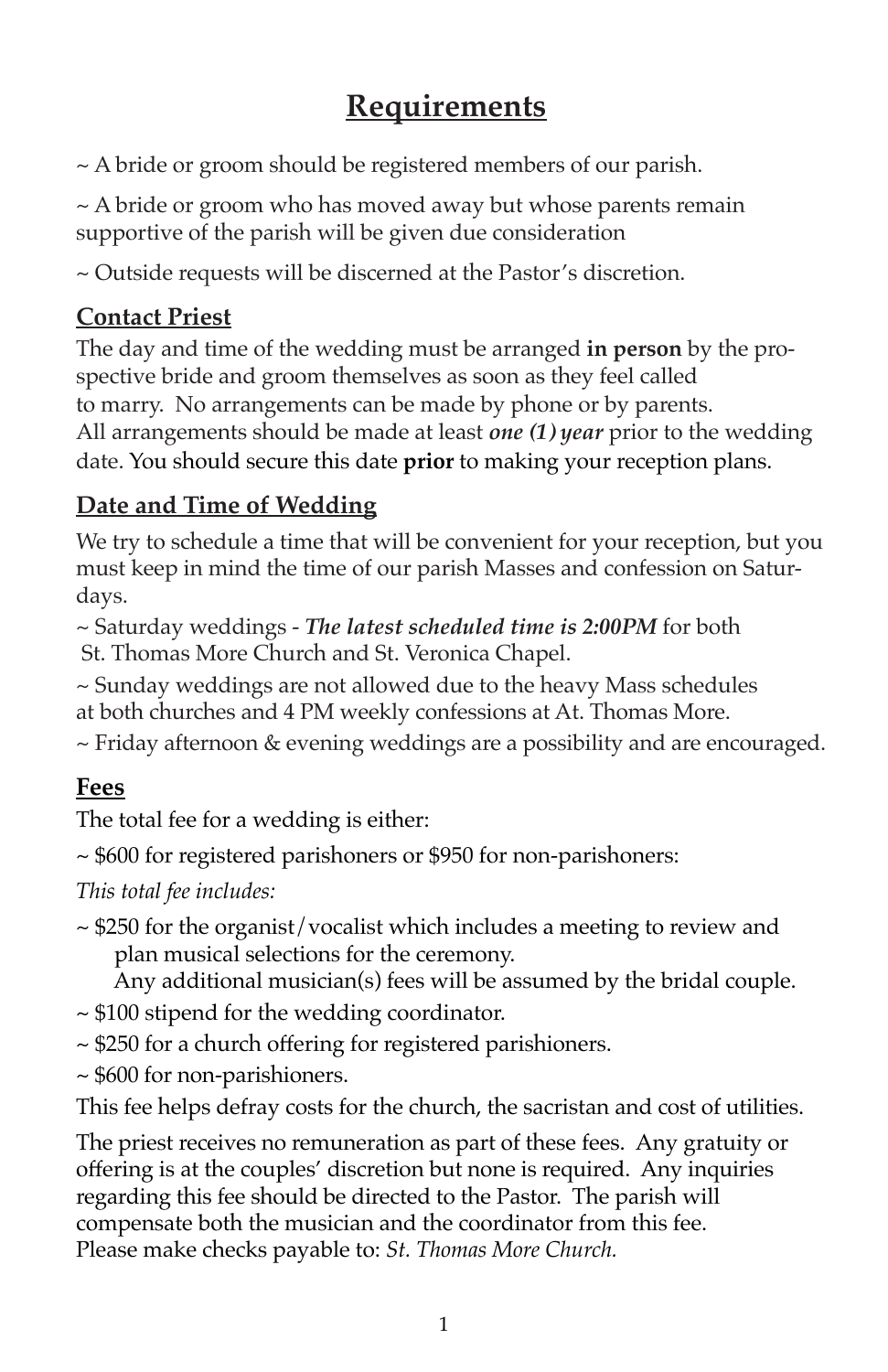# Requirements

~ A bride or groom should be registered members of our parish.

~ A bride or groom who has moved away but whose parents remain supportive of the parish will be given due consideration

~ Outside requests will be discerned at the Pastor's discretion.

## Contact Priest

The day and time of the wedding must be arranged **in person** by the prospective bride and groom themselves as soon as they feel called to marry. No arrangements can be made by phone or by parents. All arrangements should be made at least ***one (1) year*** prior to the wedding date. You should secure this date **prior** to making your reception plans.

## Date and Time of Wedding

We try to schedule a time that will be convenient for your reception, but you must keep in mind the time of our parish Masses and confession on Saturdays.

~ Saturday weddings - ***The latest scheduled time is 2:00PM*** for both St. Thomas More Church and St. Veronica Chapel.

~ Sunday weddings are not allowed due to the heavy Mass schedules at both churches and 4 PM weekly confessions at At. Thomas More.

~ Friday afternoon & evening weddings are a possibility and are encouraged.

## Fees

The total fee for a wedding is either:

~ $600 for registered parishoners or $950 for non-parishoners:

*This total fee includes:*

~ $250 for the organist/vocalist which includes a meeting to review and plan musical selections for the ceremony.
Any additional musician(s) fees will be assumed by the bridal couple.

~ $100 stipend for the wedding coordinator.

~ $250 for a church offering for registered parishioners.

~ $600 for non-parishioners.

This fee helps defray costs for the church, the sacristan and cost of utilities.

The priest receives no remuneration as part of these fees. Any gratuity or offering is at the couples' discretion but none is required. Any inquiries regarding this fee should be directed to the Pastor. The parish will compensate both the musician and the coordinator from this fee. Please make checks payable to: *St. Thomas More Church.*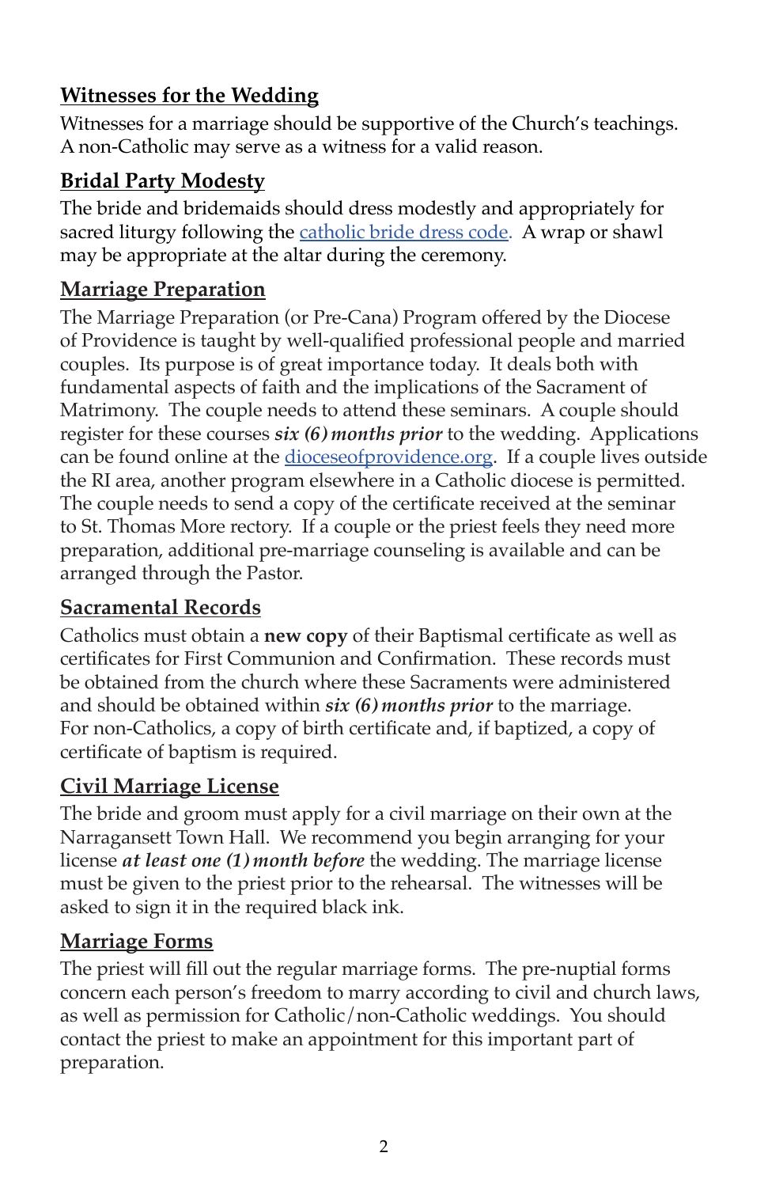## Witnesses for the Wedding

Witnesses for a marriage should be supportive of the Church's teachings. A non-Catholic may serve as a witness for a valid reason.

## Bridal Party Modesty

The bride and bridemaids should dress modestly and appropriately for sacred liturgy following the catholic bride dress code. A wrap or shawl may be appropriate at the altar during the ceremony.

## Marriage Preparation

The Marriage Preparation (or Pre-Cana) Program offered by the Diocese of Providence is taught by well-qualified professional people and married couples. Its purpose is of great importance today. It deals both with fundamental aspects of faith and the implications of the Sacrament of Matrimony. The couple needs to attend these seminars. A couple should register for these courses ***six (6) months prior*** to the wedding. Applications can be found online at the dioceseofprovidence.org. If a couple lives outside the RI area, another program elsewhere in a Catholic diocese is permitted. The couple needs to send a copy of the certificate received at the seminar to St. Thomas More rectory. If a couple or the priest feels they need more preparation, additional pre-marriage counseling is available and can be arranged through the Pastor.

## Sacramental Records

Catholics must obtain a **new copy** of their Baptismal certificate as well as certificates for First Communion and Confirmation. These records must be obtained from the church where these Sacraments were administered and should be obtained within ***six (6) months prior*** to the marriage. For non-Catholics, a copy of birth certificate and, if baptized, a copy of certificate of baptism is required.

## Civil Marriage License

The bride and groom must apply for a civil marriage on their own at the Narragansett Town Hall. We recommend you begin arranging for your license ***at least one (1) month before*** the wedding. The marriage license must be given to the priest prior to the rehearsal. The witnesses will be asked to sign it in the required black ink.

## Marriage Forms

The priest will fill out the regular marriage forms. The pre-nuptial forms concern each person's freedom to marry according to civil and church laws, as well as permission for Catholic/non-Catholic weddings. You should contact the priest to make an appointment for this important part of preparation.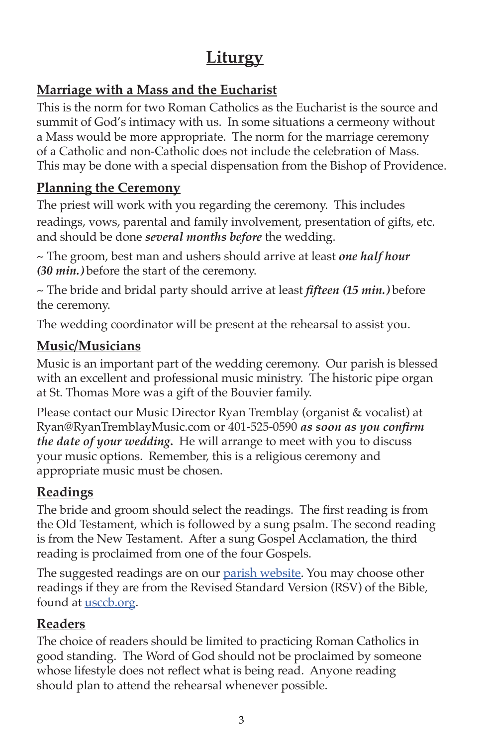# Liturgy

## Marriage with a Mass and the Eucharist

This is the norm for two Roman Catholics as the Eucharist is the source and summit of God's intimacy with us. In some situations a cermeony without a Mass would be more appropriate. The norm for the marriage ceremony of a Catholic and non-Catholic does not include the celebration of Mass. This may be done with a special dispensation from the Bishop of Providence.

## Planning the Ceremony

The priest will work with you regarding the ceremony. This includes readings, vows, parental and family involvement, presentation of gifts, etc. and should be done ***several months before*** the wedding.

~ The groom, best man and ushers should arrive at least ***one half hour (30 min.)*** before the start of the ceremony.

~ The bride and bridal party should arrive at least ***fifteen (15 min.)*** before the ceremony.

The wedding coordinator will be present at the rehearsal to assist you.

## Music/Musicians

Music is an important part of the wedding ceremony. Our parish is blessed with an excellent and professional music ministry. The historic pipe organ at St. Thomas More was a gift of the Bouvier family.

Please contact our Music Director Ryan Tremblay (organist & vocalist) at Ryan@RyanTremblayMusic.com or 401-525-0590 ***as soon as you confirm the date of your wedding.*** He will arrange to meet with you to discuss your music options. Remember, this is a religious ceremony and appropriate music must be chosen.

## Readings

The bride and groom should select the readings. The first reading is from the Old Testament, which is followed by a sung psalm. The second reading is from the New Testament. After a sung Gospel Acclamation, the third reading is proclaimed from one of the four Gospels.

The suggested readings are on our parish website. You may choose other readings if they are from the Revised Standard Version (RSV) of the Bible, found at usccb.org.

## Readers

The choice of readers should be limited to practicing Roman Catholics in good standing. The Word of God should not be proclaimed by someone whose lifestyle does not reflect what is being read. Anyone reading should plan to attend the rehearsal whenever possible.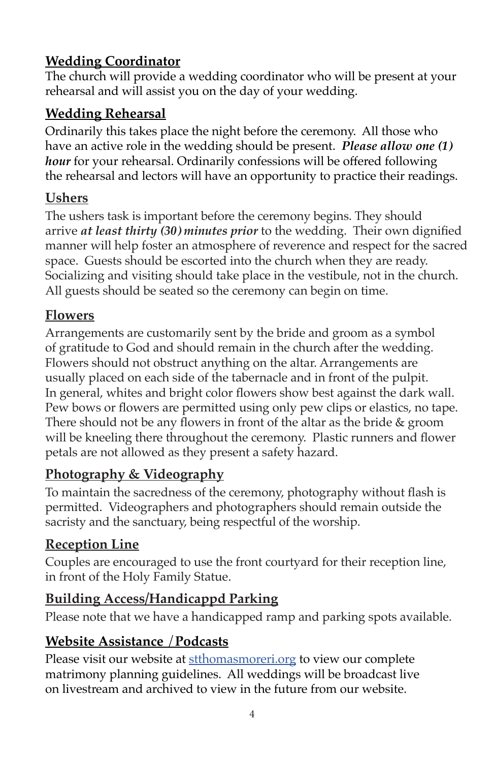## Wedding Coordinator

The church will provide a wedding coordinator who will be present at your rehearsal and will assist you on the day of your wedding.

## Wedding Rehearsal

Ordinarily this takes place the night before the ceremony. All those who have an active role in the wedding should be present. ***Please allow one (1) hour*** for your rehearsal. Ordinarily confessions will be offered following the rehearsal and lectors will have an opportunity to practice their readings.

## Ushers

The ushers task is important before the ceremony begins. They should arrive ***at least thirty (30) minutes prior*** to the wedding. Their own dignified manner will help foster an atmosphere of reverence and respect for the sacred space. Guests should be escorted into the church when they are ready. Socializing and visiting should take place in the vestibule, not in the church. All guests should be seated so the ceremony can begin on time.

## Flowers

Arrangements are customarily sent by the bride and groom as a symbol of gratitude to God and should remain in the church after the wedding. Flowers should not obstruct anything on the altar. Arrangements are usually placed on each side of the tabernacle and in front of the pulpit. In general, whites and bright color flowers show best against the dark wall. Pew bows or flowers are permitted using only pew clips or elastics, no tape. There should not be any flowers in front of the altar as the bride & groom will be kneeling there throughout the ceremony. Plastic runners and flower petals are not allowed as they present a safety hazard.

## Photography & Videography

To maintain the sacredness of the ceremony, photography without flash is permitted. Videographers and photographers should remain outside the sacristy and the sanctuary, being respectful of the worship.

## Reception Line

Couples are encouraged to use the front courtyard for their reception line, in front of the Holy Family Statue.

## Building Access/Handicappd Parking

Please note that we have a handicapped ramp and parking spots available.

## Website Assistance /Podcasts

Please visit our website at [stthomasmoreri.org](stthomasmoreri.org) to view our complete matrimony planning guidelines. All weddings will be broadcast live on livestream and archived to view in the future from our website.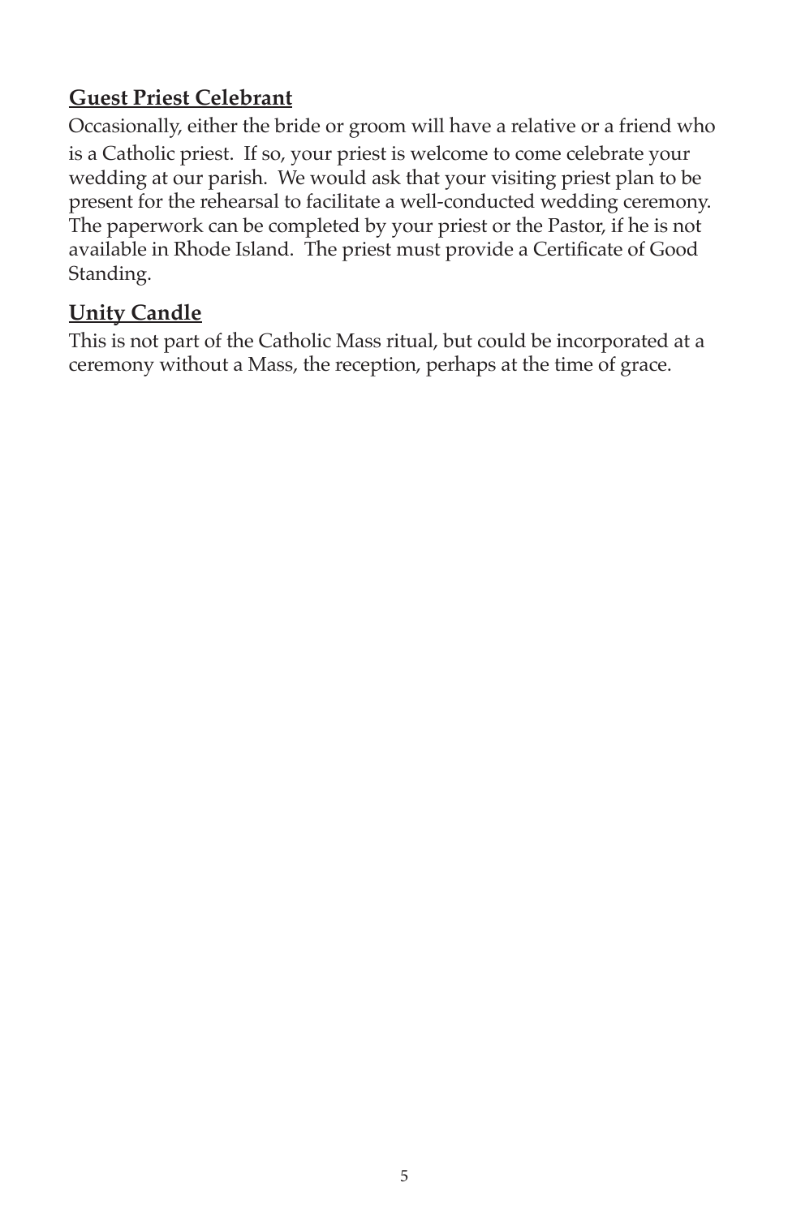## Guest Priest Celebrant

Occasionally, either the bride or groom will have a relative or a friend who is a Catholic priest. If so, your priest is welcome to come celebrate your wedding at our parish. We would ask that your visiting priest plan to be present for the rehearsal to facilitate a well-conducted wedding ceremony. The paperwork can be completed by your priest or the Pastor, if he is not available in Rhode Island. The priest must provide a Certificate of Good Standing.

## Unity Candle

This is not part of the Catholic Mass ritual, but could be incorporated at a ceremony without a Mass, the reception, perhaps at the time of grace.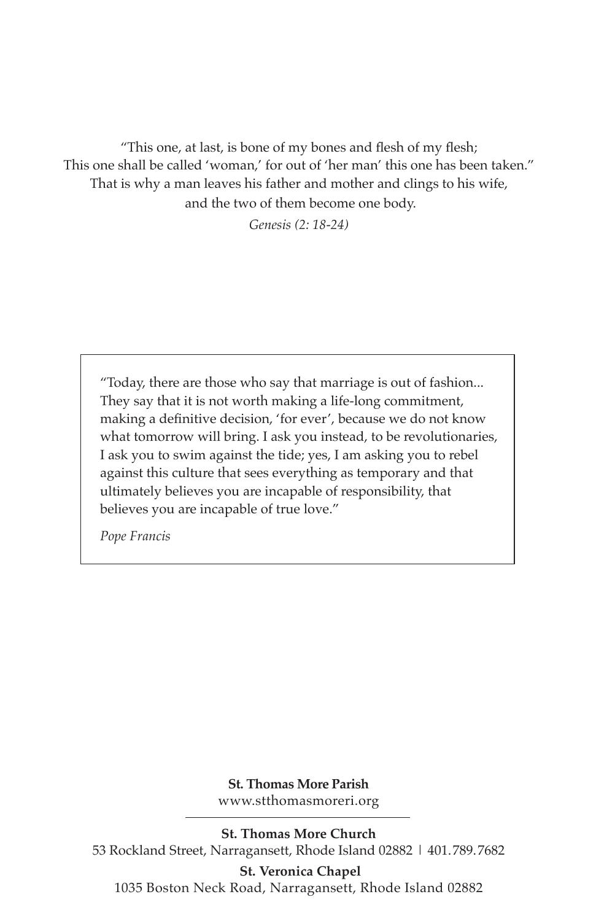"This one, at last, is bone of my bones and flesh of my flesh;
This one shall be called 'woman,' for out of 'her man' this one has been taken."
That is why a man leaves his father and mother and clings to his wife,
and the two of them become one body.

*Genesis (2: 18-24)*

> "Today, there are those who say that marriage is out of fashion... They say that it is not worth making a life-long commitment, making a definitive decision, 'for ever', because we do not know what tomorrow will bring. I ask you instead, to be revolutionaries, I ask you to swim against the tide; yes, I am asking you to rebel against this culture that sees everything as temporary and that ultimately believes you are incapable of responsibility, that believes you are incapable of true love."
>
> *Pope Francis*

**St. Thomas More Parish**
www.stthomasmoreri.org

---

**St. Thomas More Church**
53 Rockland Street, Narragansett, Rhode Island 02882 | 401.789.7682

**St. Veronica Chapel**
1035 Boston Neck Road, Narragansett, Rhode Island 02882